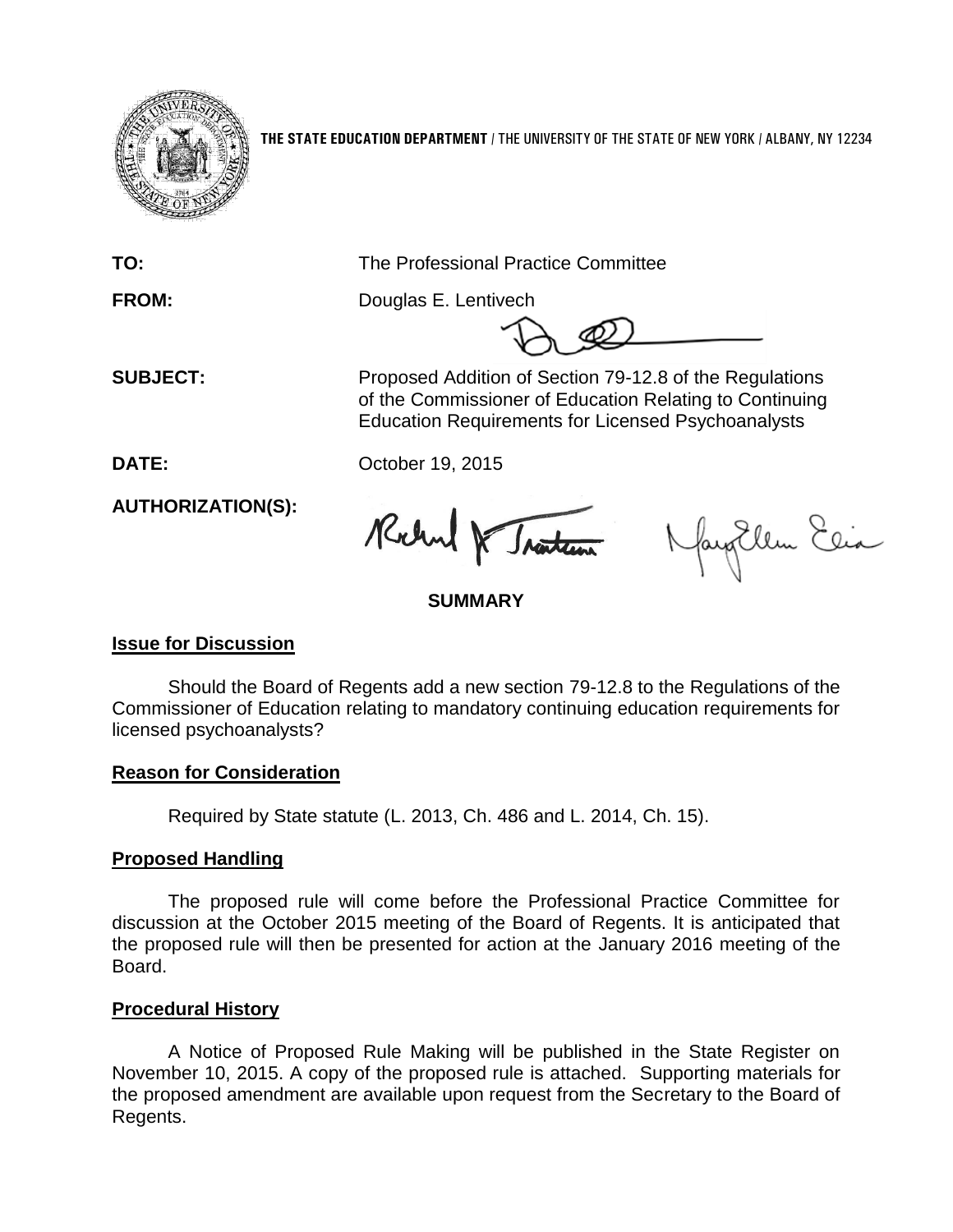**THE STATE EDUCATION DEPARTMENT** / THE UNIVERSITY OF THE STATE OF NEW YORK / ALBANY, NY 12234

**TO:** The Professional Practice Committee

**FROM:** Douglas E. Lentivech

**SUBJECT:** Proposed Addition of Section 79-12.8 of the Regulations of the Commissioner of Education Relating to Continuing Education Requirements for Licensed Psychoanalysts

**DATE:** October 19, 2015

**AUTHORIZATION(S):**

**SUMMARY**

**Issue for Discussion**

Should the Board of Regents add a new section 79-12.8 to the Regulations of the Commissioner of Education relating to mandatory continuing education requirements for licensed psychoanalysts?

**Reason for Consideration**

Required by State statute (L. 2013, Ch. 486 and L. 2014, Ch. 15).

**Proposed Handling**

The proposed rule will come before the Professional Practice Committee for discussion at the October 2015 meeting of the Board of Regents. It is anticipated that the proposed rule will then be presented for action at the January 2016 meeting of the Board.

**Procedural History**

A Notice of Proposed Rule Making will be published in the State Register on November 10, 2015. A copy of the proposed rule is attached. Supporting materials for the proposed amendment are available upon request from the Secretary to the Board of Regents.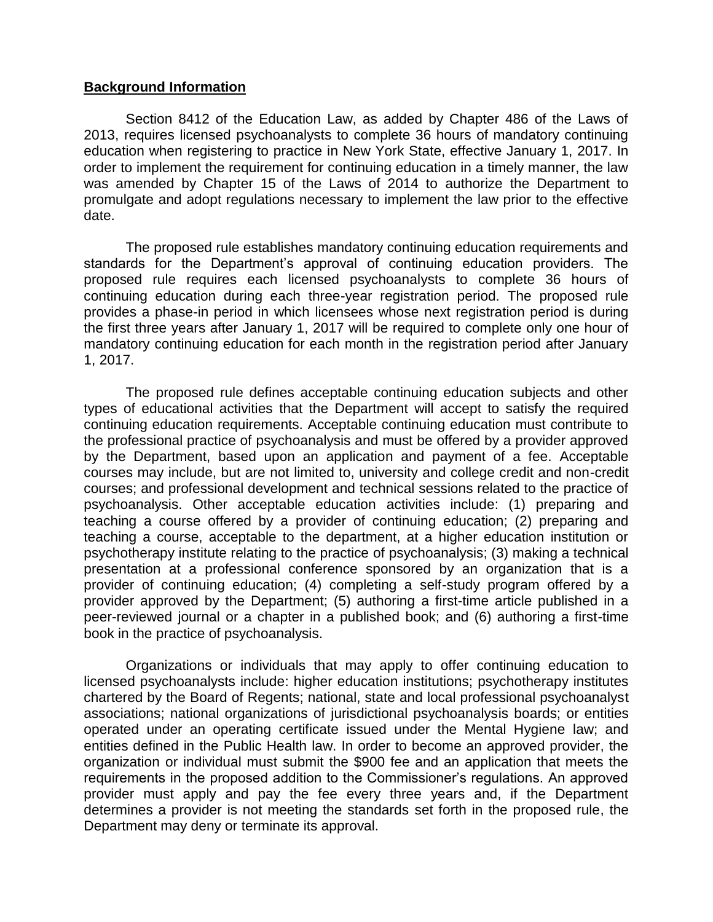**Background Information**

Section 8412 of the Education Law, as added by Chapter 486 of the Laws of 2013, requires licensed psychoanalysts to complete 36 hours of mandatory continuing education when registering to practice in New York State, effective January 1, 2017. In order to implement the requirement for continuing education in a timely manner, the law was amended by Chapter 15 of the Laws of 2014 to authorize the Department to promulgate and adopt regulations necessary to implement the law prior to the effective date.

The proposed rule establishes mandatory continuing education requirements and standards for the Department's approval of continuing education providers. The proposed rule requires each licensed psychoanalysts to complete 36 hours of continuing education during each three-year registration period. The proposed rule provides a phase-in period in which licensees whose next registration period is during the first three years after January 1, 2017 will be required to complete only one hour of mandatory continuing education for each month in the registration period after January 1, 2017.

The proposed rule defines acceptable continuing education subjects and other types of educational activities that the Department will accept to satisfy the required continuing education requirements. Acceptable continuing education must contribute to the professional practice of psychoanalysis and must be offered by a provider approved by the Department, based upon an application and payment of a fee. Acceptable courses may include, but are not limited to, university and college credit and non-credit courses; and professional development and technical sessions related to the practice of psychoanalysis. Other acceptable education activities include: (1) preparing and teaching a course offered by a provider of continuing education; (2) preparing and teaching a course, acceptable to the department, at a higher education institution or psychotherapy institute relating to the practice of psychoanalysis; (3) making a technical presentation at a professional conference sponsored by an organization that is a provider of continuing education; (4) completing a self-study program offered by a provider approved by the Department; (5) authoring a first-time article published in a peer-reviewed journal or a chapter in a published book; and (6) authoring a first-time book in the practice of psychoanalysis.

Organizations or individuals that may apply to offer continuing education to licensed psychoanalysts include: higher education institutions; psychotherapy institutes chartered by the Board of Regents; national, state and local professional psychoanalyst associations; national organizations of jurisdictional psychoanalysis boards; or entities operated under an operating certificate issued under the Mental Hygiene law; and entities defined in the Public Health law. In order to become an approved provider, the organization or individual must submit the $900 fee and an application that meets the requirements in the proposed addition to the Commissioner's regulations. An approved provider must apply and pay the fee every three years and, if the Department determines a provider is not meeting the standards set forth in the proposed rule, the Department may deny or terminate its approval.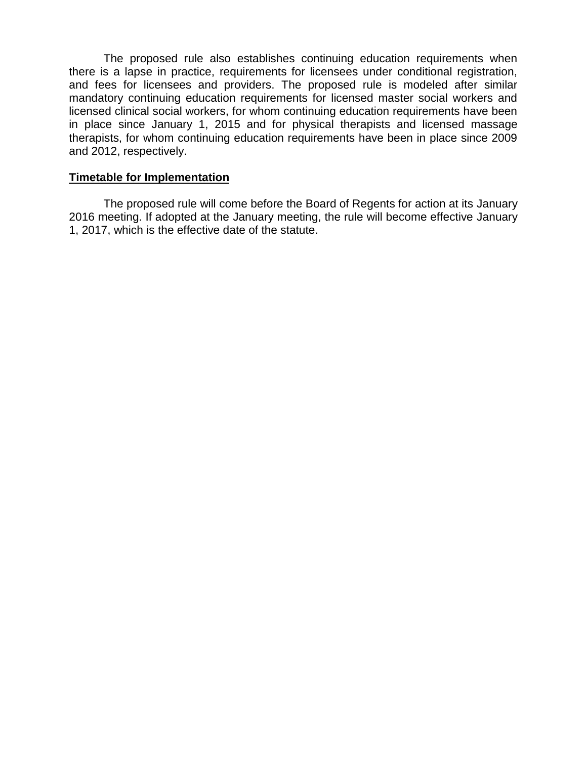The proposed rule also establishes continuing education requirements when there is a lapse in practice, requirements for licensees under conditional registration, and fees for licensees and providers. The proposed rule is modeled after similar mandatory continuing education requirements for licensed master social workers and licensed clinical social workers, for whom continuing education requirements have been in place since January 1, 2015 and for physical therapists and licensed massage therapists, for whom continuing education requirements have been in place since 2009 and 2012, respectively.

**Timetable for Implementation**

The proposed rule will come before the Board of Regents for action at its January 2016 meeting. If adopted at the January meeting, the rule will become effective January 1, 2017, which is the effective date of the statute.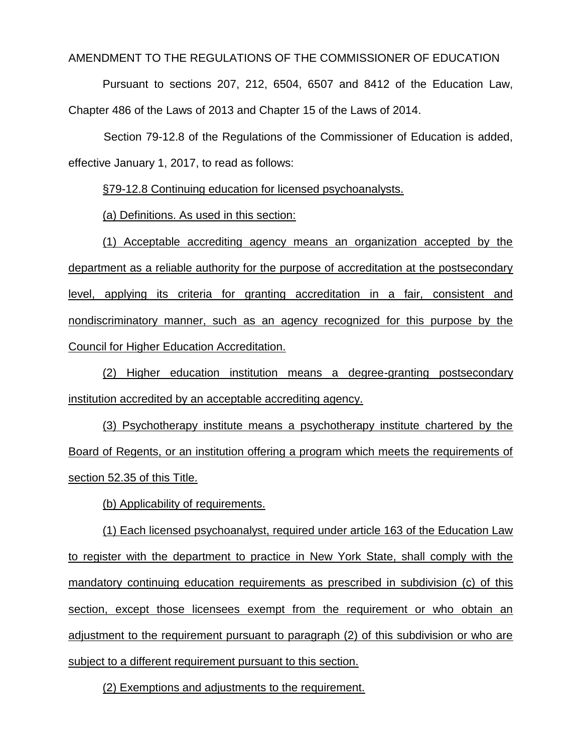AMENDMENT TO THE REGULATIONS OF THE COMMISSIONER OF EDUCATION

Pursuant to sections 207, 212, 6504, 6507 and 8412 of the Education Law, Chapter 486 of the Laws of 2013 and Chapter 15 of the Laws of 2014.

Section 79-12.8 of the Regulations of the Commissioner of Education is added, effective January 1, 2017, to read as follows:

§79-12.8 Continuing education for licensed psychoanalysts.

(a) Definitions. As used in this section:

(1) Acceptable accrediting agency means an organization accepted by the department as a reliable authority for the purpose of accreditation at the postsecondary level, applying its criteria for granting accreditation in a fair, consistent and nondiscriminatory manner, such as an agency recognized for this purpose by the Council for Higher Education Accreditation.

(2) Higher education institution means a degree-granting postsecondary institution accredited by an acceptable accrediting agency.

(3) Psychotherapy institute means a psychotherapy institute chartered by the Board of Regents, or an institution offering a program which meets the requirements of section 52.35 of this Title.

(b) Applicability of requirements.

(1) Each licensed psychoanalyst, required under article 163 of the Education Law to register with the department to practice in New York State, shall comply with the mandatory continuing education requirements as prescribed in subdivision (c) of this section, except those licensees exempt from the requirement or who obtain an adjustment to the requirement pursuant to paragraph (2) of this subdivision or who are subject to a different requirement pursuant to this section.

(2) Exemptions and adjustments to the requirement.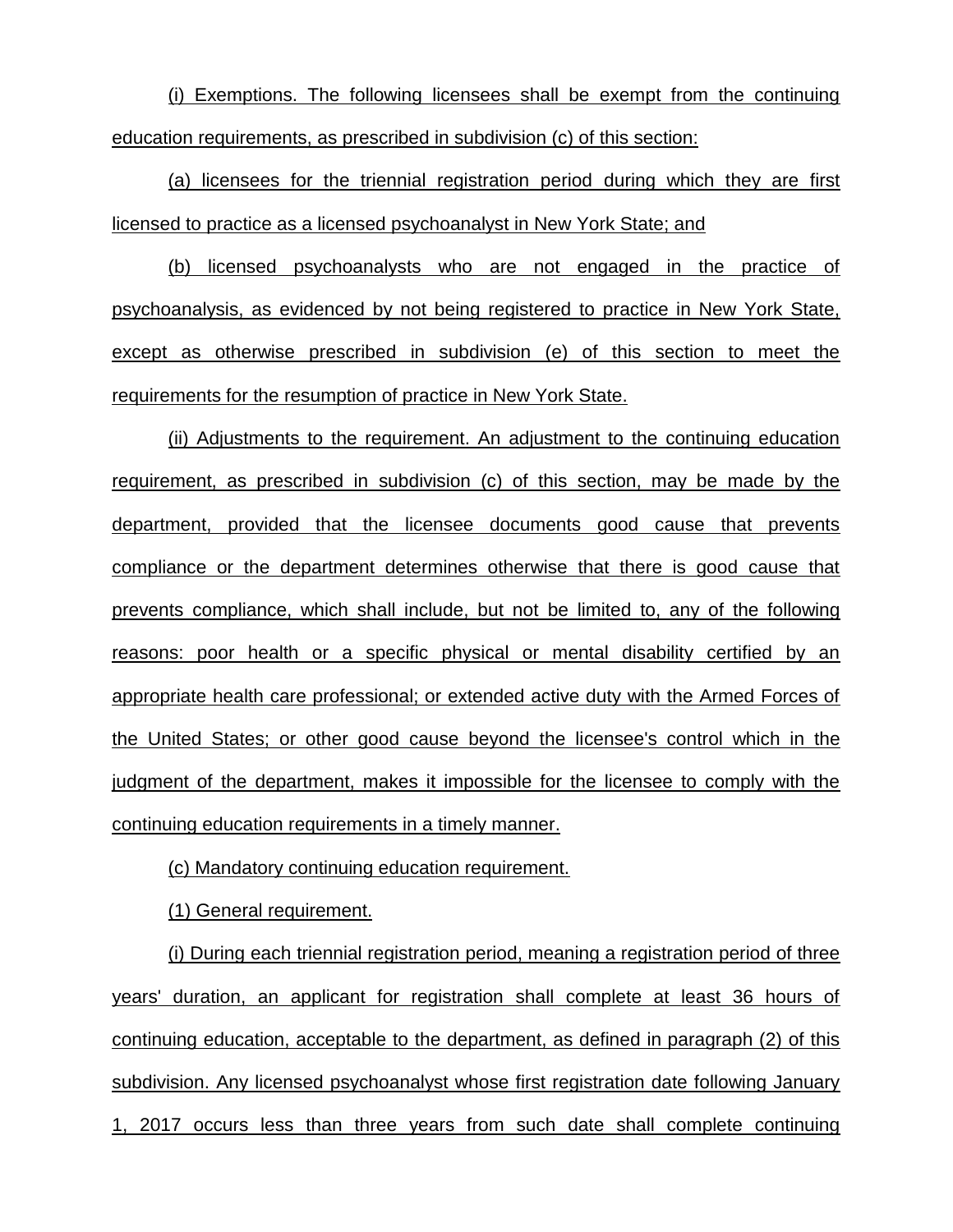(i) Exemptions. The following licensees shall be exempt from the continuing education requirements, as prescribed in subdivision (c) of this section:

(a) licensees for the triennial registration period during which they are first licensed to practice as a licensed psychoanalyst in New York State; and

(b) licensed psychoanalysts who are not engaged in the practice of psychoanalysis, as evidenced by not being registered to practice in New York State, except as otherwise prescribed in subdivision (e) of this section to meet the requirements for the resumption of practice in New York State.

(ii) Adjustments to the requirement. An adjustment to the continuing education requirement, as prescribed in subdivision (c) of this section, may be made by the department, provided that the licensee documents good cause that prevents compliance or the department determines otherwise that there is good cause that prevents compliance, which shall include, but not be limited to, any of the following reasons: poor health or a specific physical or mental disability certified by an appropriate health care professional; or extended active duty with the Armed Forces of the United States; or other good cause beyond the licensee's control which in the judgment of the department, makes it impossible for the licensee to comply with the continuing education requirements in a timely manner.

(c) Mandatory continuing education requirement.

(1) General requirement.

(i) During each triennial registration period, meaning a registration period of three years' duration, an applicant for registration shall complete at least 36 hours of continuing education, acceptable to the department, as defined in paragraph (2) of this subdivision. Any licensed psychoanalyst whose first registration date following January 1, 2017 occurs less than three years from such date shall complete continuing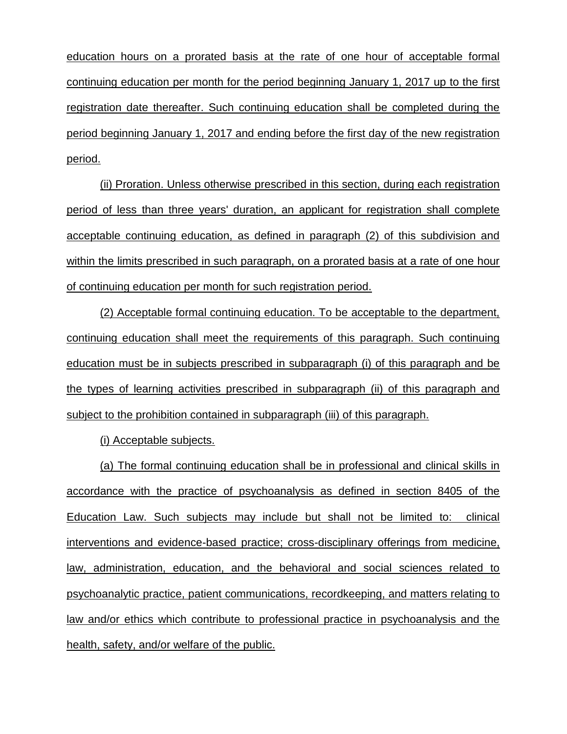education hours on a prorated basis at the rate of one hour of acceptable formal continuing education per month for the period beginning January 1, 2017 up to the first registration date thereafter. Such continuing education shall be completed during the period beginning January 1, 2017 and ending before the first day of the new registration period.

(ii) Proration. Unless otherwise prescribed in this section, during each registration period of less than three years' duration, an applicant for registration shall complete acceptable continuing education, as defined in paragraph (2) of this subdivision and within the limits prescribed in such paragraph, on a prorated basis at a rate of one hour of continuing education per month for such registration period.

(2) Acceptable formal continuing education. To be acceptable to the department, continuing education shall meet the requirements of this paragraph. Such continuing education must be in subjects prescribed in subparagraph (i) of this paragraph and be the types of learning activities prescribed in subparagraph (ii) of this paragraph and subject to the prohibition contained in subparagraph (iii) of this paragraph.

(i) Acceptable subjects.

(a) The formal continuing education shall be in professional and clinical skills in accordance with the practice of psychoanalysis as defined in section 8405 of the Education Law. Such subjects may include but shall not be limited to: clinical interventions and evidence-based practice; cross-disciplinary offerings from medicine, law, administration, education, and the behavioral and social sciences related to psychoanalytic practice, patient communications, recordkeeping, and matters relating to law and/or ethics which contribute to professional practice in psychoanalysis and the health, safety, and/or welfare of the public.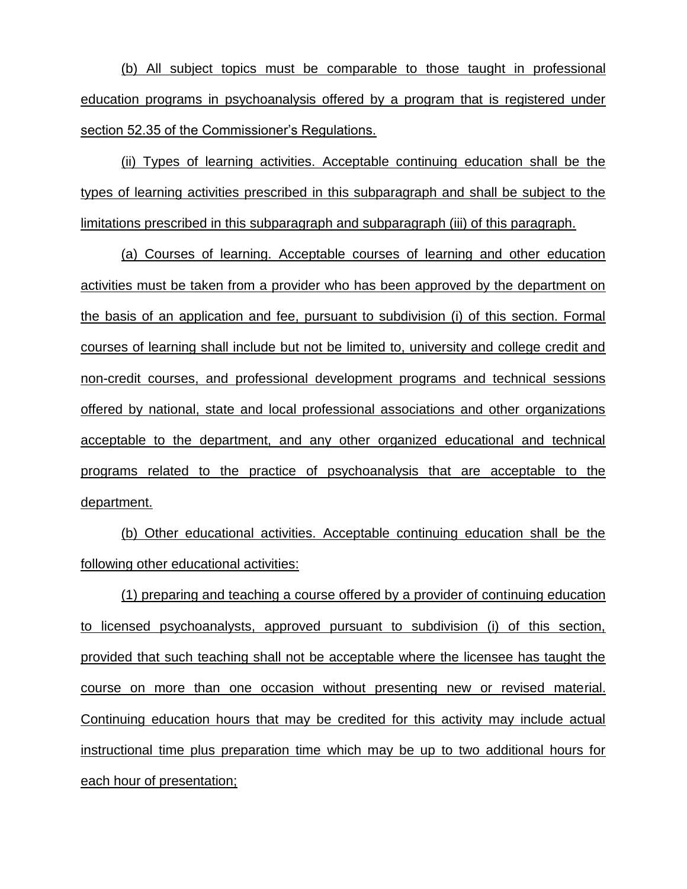(b) All subject topics must be comparable to those taught in professional education programs in psychoanalysis offered by a program that is registered under section 52.35 of the Commissioner's Regulations.

(ii) Types of learning activities. Acceptable continuing education shall be the types of learning activities prescribed in this subparagraph and shall be subject to the limitations prescribed in this subparagraph and subparagraph (iii) of this paragraph.

(a) Courses of learning. Acceptable courses of learning and other education activities must be taken from a provider who has been approved by the department on the basis of an application and fee, pursuant to subdivision (i) of this section. Formal courses of learning shall include but not be limited to, university and college credit and non-credit courses, and professional development programs and technical sessions offered by national, state and local professional associations and other organizations acceptable to the department, and any other organized educational and technical programs related to the practice of psychoanalysis that are acceptable to the department.

(b) Other educational activities. Acceptable continuing education shall be the following other educational activities:

(1) preparing and teaching a course offered by a provider of continuing education to licensed psychoanalysts, approved pursuant to subdivision (i) of this section, provided that such teaching shall not be acceptable where the licensee has taught the course on more than one occasion without presenting new or revised material. Continuing education hours that may be credited for this activity may include actual instructional time plus preparation time which may be up to two additional hours for each hour of presentation;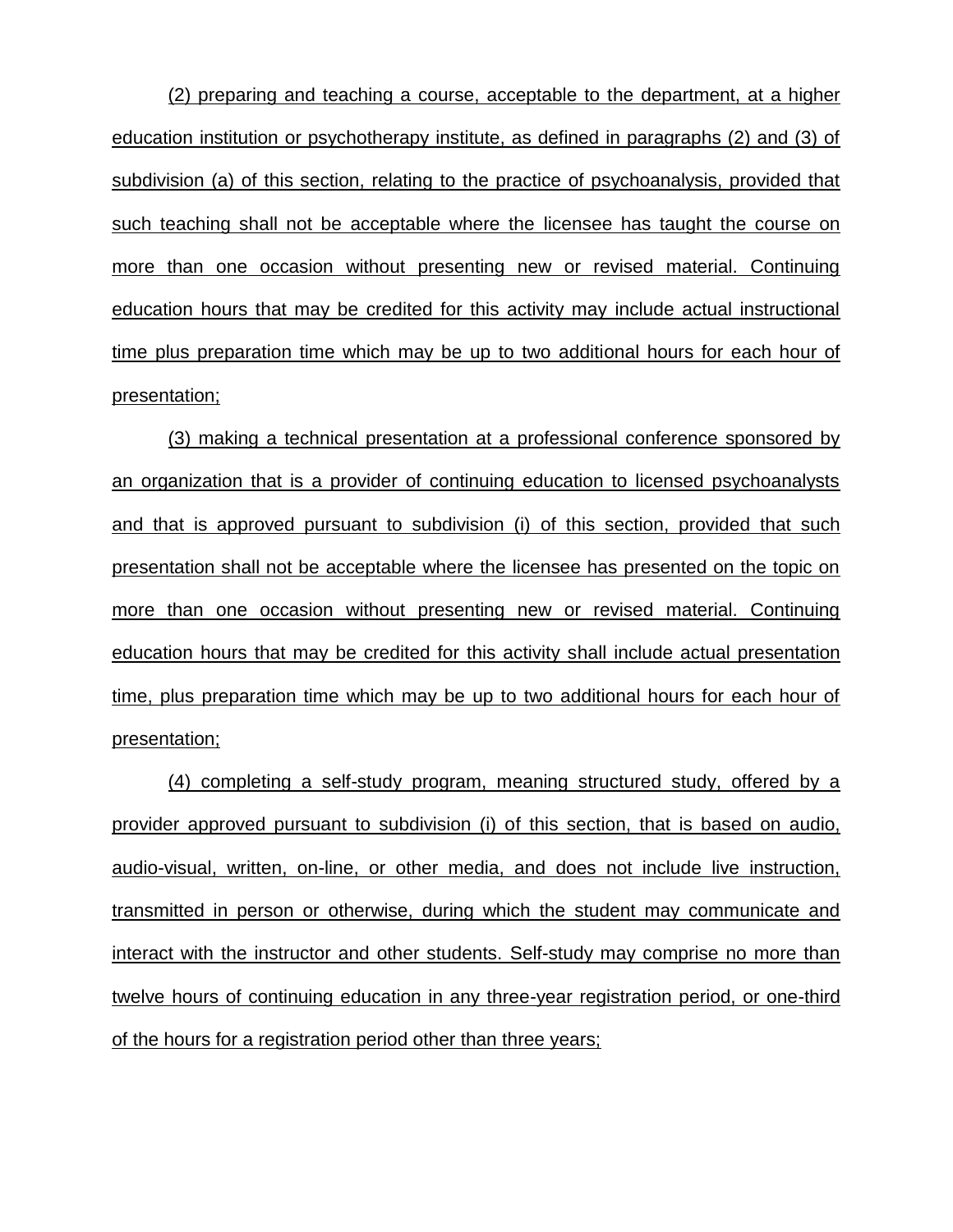(2) preparing and teaching a course, acceptable to the department, at a higher education institution or psychotherapy institute, as defined in paragraphs (2) and (3) of subdivision (a) of this section, relating to the practice of psychoanalysis, provided that such teaching shall not be acceptable where the licensee has taught the course on more than one occasion without presenting new or revised material. Continuing education hours that may be credited for this activity may include actual instructional time plus preparation time which may be up to two additional hours for each hour of presentation;

(3) making a technical presentation at a professional conference sponsored by an organization that is a provider of continuing education to licensed psychoanalysts and that is approved pursuant to subdivision (i) of this section, provided that such presentation shall not be acceptable where the licensee has presented on the topic on more than one occasion without presenting new or revised material. Continuing education hours that may be credited for this activity shall include actual presentation time, plus preparation time which may be up to two additional hours for each hour of presentation;

(4) completing a self-study program, meaning structured study, offered by a provider approved pursuant to subdivision (i) of this section, that is based on audio, audio-visual, written, on-line, or other media, and does not include live instruction, transmitted in person or otherwise, during which the student may communicate and interact with the instructor and other students. Self-study may comprise no more than twelve hours of continuing education in any three-year registration period, or one-third of the hours for a registration period other than three years;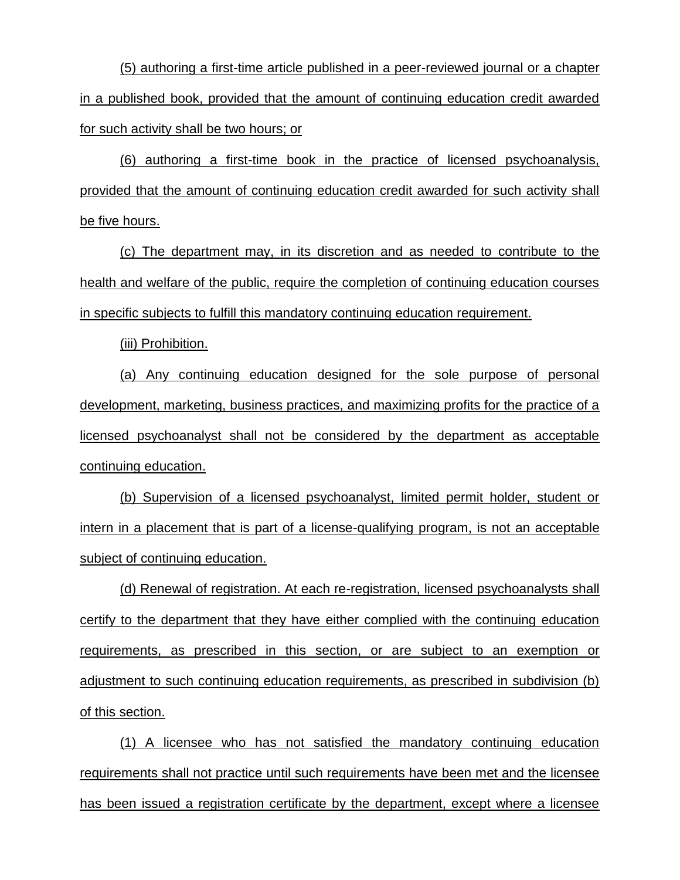(5) authoring a first-time article published in a peer-reviewed journal or a chapter in a published book, provided that the amount of continuing education credit awarded for such activity shall be two hours; or

(6) authoring a first-time book in the practice of licensed psychoanalysis, provided that the amount of continuing education credit awarded for such activity shall be five hours.

(c) The department may, in its discretion and as needed to contribute to the health and welfare of the public, require the completion of continuing education courses in specific subjects to fulfill this mandatory continuing education requirement.

(iii) Prohibition.

(a) Any continuing education designed for the sole purpose of personal development, marketing, business practices, and maximizing profits for the practice of a licensed psychoanalyst shall not be considered by the department as acceptable continuing education.

(b) Supervision of a licensed psychoanalyst, limited permit holder, student or intern in a placement that is part of a license-qualifying program, is not an acceptable subject of continuing education.

(d) Renewal of registration. At each re-registration, licensed psychoanalysts shall certify to the department that they have either complied with the continuing education requirements, as prescribed in this section, or are subject to an exemption or adjustment to such continuing education requirements, as prescribed in subdivision (b) of this section.

(1) A licensee who has not satisfied the mandatory continuing education requirements shall not practice until such requirements have been met and the licensee has been issued a registration certificate by the department, except where a licensee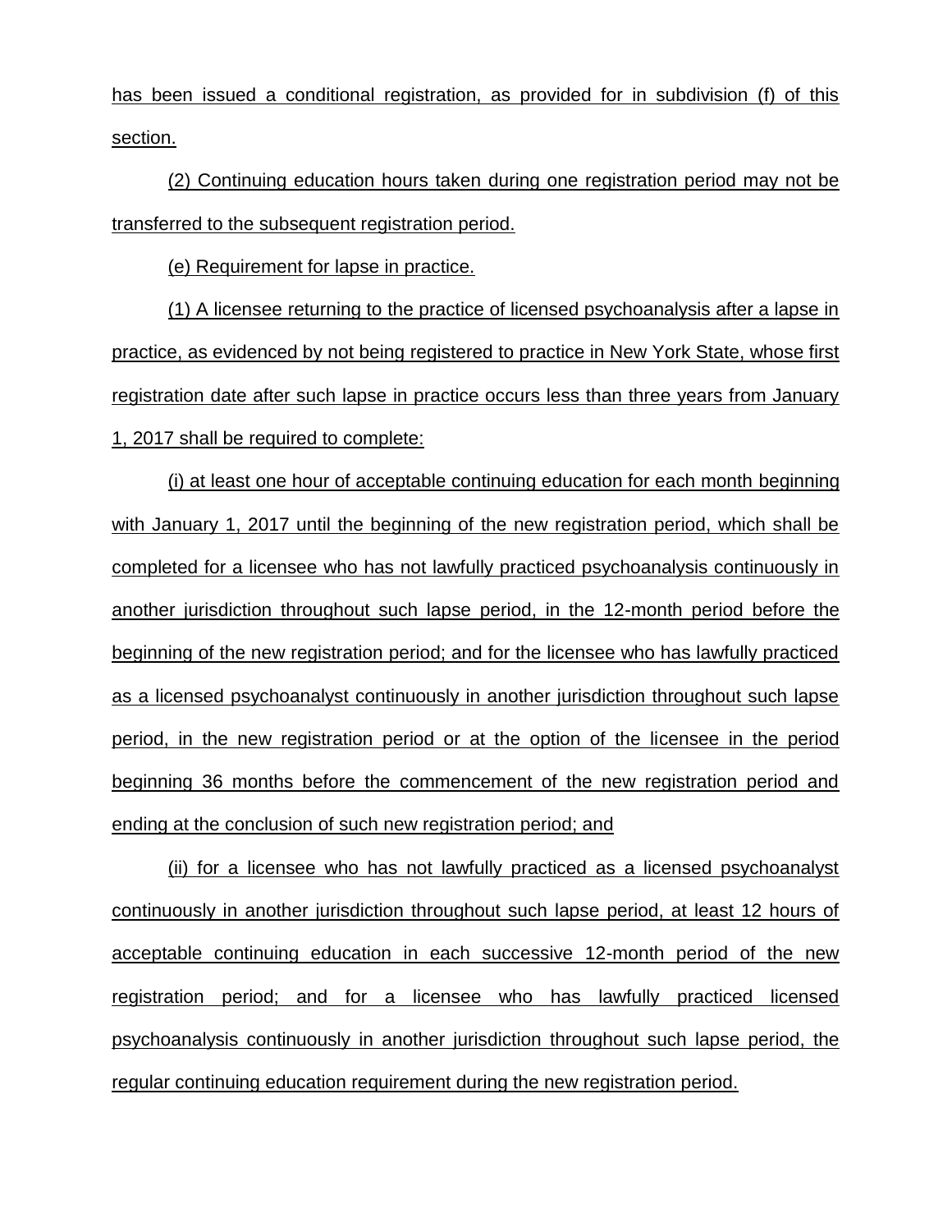has been issued a conditional registration, as provided for in subdivision (f) of this section.

(2) Continuing education hours taken during one registration period may not be transferred to the subsequent registration period.

(e) Requirement for lapse in practice.

(1) A licensee returning to the practice of licensed psychoanalysis after a lapse in practice, as evidenced by not being registered to practice in New York State, whose first registration date after such lapse in practice occurs less than three years from January 1, 2017 shall be required to complete:

(i) at least one hour of acceptable continuing education for each month beginning with January 1, 2017 until the beginning of the new registration period, which shall be completed for a licensee who has not lawfully practiced psychoanalysis continuously in another jurisdiction throughout such lapse period, in the 12-month period before the beginning of the new registration period; and for the licensee who has lawfully practiced as a licensed psychoanalyst continuously in another jurisdiction throughout such lapse period, in the new registration period or at the option of the licensee in the period beginning 36 months before the commencement of the new registration period and ending at the conclusion of such new registration period; and

(ii) for a licensee who has not lawfully practiced as a licensed psychoanalyst continuously in another jurisdiction throughout such lapse period, at least 12 hours of acceptable continuing education in each successive 12-month period of the new registration period; and for a licensee who has lawfully practiced licensed psychoanalysis continuously in another jurisdiction throughout such lapse period, the regular continuing education requirement during the new registration period.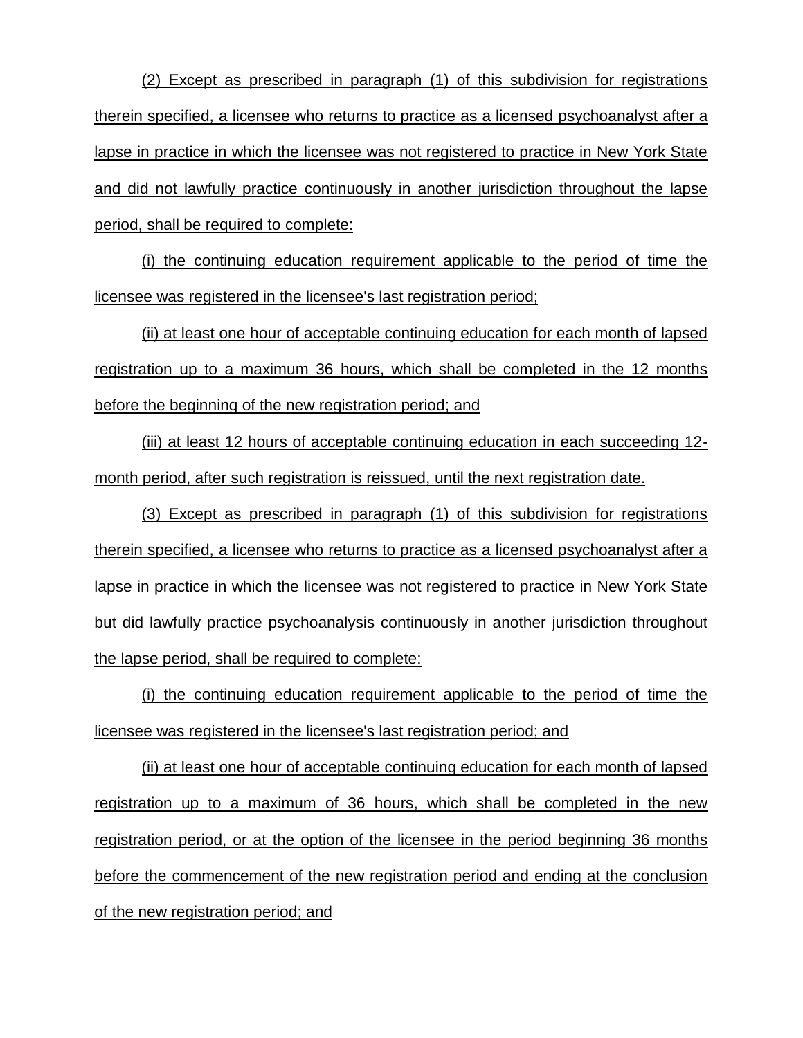(2) Except as prescribed in paragraph (1) of this subdivision for registrations therein specified, a licensee who returns to practice as a licensed psychoanalyst after a lapse in practice in which the licensee was not registered to practice in New York State and did not lawfully practice continuously in another jurisdiction throughout the lapse period, shall be required to complete:

(i) the continuing education requirement applicable to the period of time the licensee was registered in the licensee's last registration period;

(ii) at least one hour of acceptable continuing education for each month of lapsed registration up to a maximum 36 hours, which shall be completed in the 12 months before the beginning of the new registration period; and

(iii) at least 12 hours of acceptable continuing education in each succeeding 12-month period, after such registration is reissued, until the next registration date.

(3) Except as prescribed in paragraph (1) of this subdivision for registrations therein specified, a licensee who returns to practice as a licensed psychoanalyst after a lapse in practice in which the licensee was not registered to practice in New York State but did lawfully practice psychoanalysis continuously in another jurisdiction throughout the lapse period, shall be required to complete:

(i) the continuing education requirement applicable to the period of time the licensee was registered in the licensee's last registration period; and

(ii) at least one hour of acceptable continuing education for each month of lapsed registration up to a maximum of 36 hours, which shall be completed in the new registration period, or at the option of the licensee in the period beginning 36 months before the commencement of the new registration period and ending at the conclusion of the new registration period; and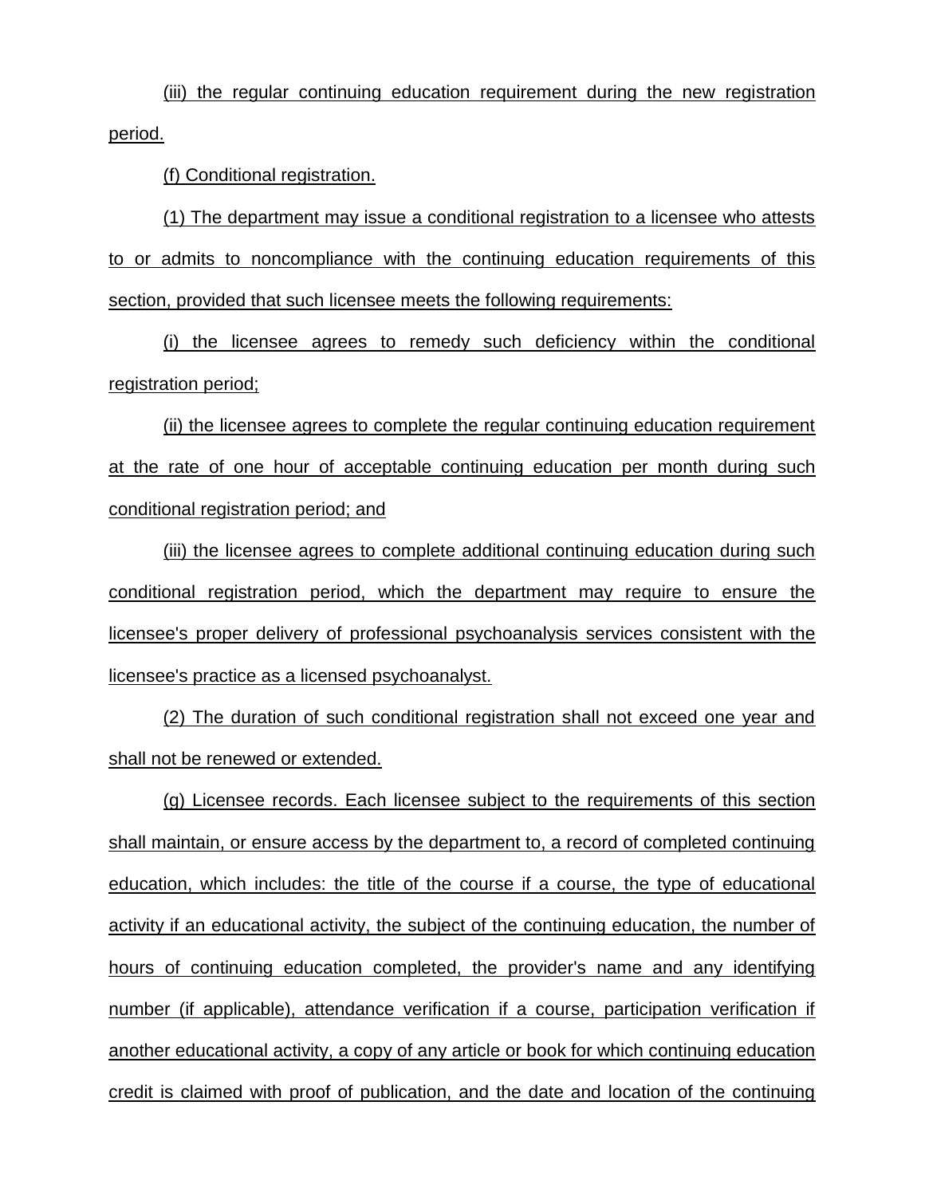(iii) the regular continuing education requirement during the new registration period.

(f) Conditional registration.

(1) The department may issue a conditional registration to a licensee who attests to or admits to noncompliance with the continuing education requirements of this section, provided that such licensee meets the following requirements:

(i) the licensee agrees to remedy such deficiency within the conditional registration period;

(ii) the licensee agrees to complete the regular continuing education requirement at the rate of one hour of acceptable continuing education per month during such conditional registration period; and

(iii) the licensee agrees to complete additional continuing education during such conditional registration period, which the department may require to ensure the licensee's proper delivery of professional psychoanalysis services consistent with the licensee's practice as a licensed psychoanalyst.

(2) The duration of such conditional registration shall not exceed one year and shall not be renewed or extended.

(g) Licensee records. Each licensee subject to the requirements of this section shall maintain, or ensure access by the department to, a record of completed continuing education, which includes: the title of the course if a course, the type of educational activity if an educational activity, the subject of the continuing education, the number of hours of continuing education completed, the provider's name and any identifying number (if applicable), attendance verification if a course, participation verification if another educational activity, a copy of any article or book for which continuing education credit is claimed with proof of publication, and the date and location of the continuing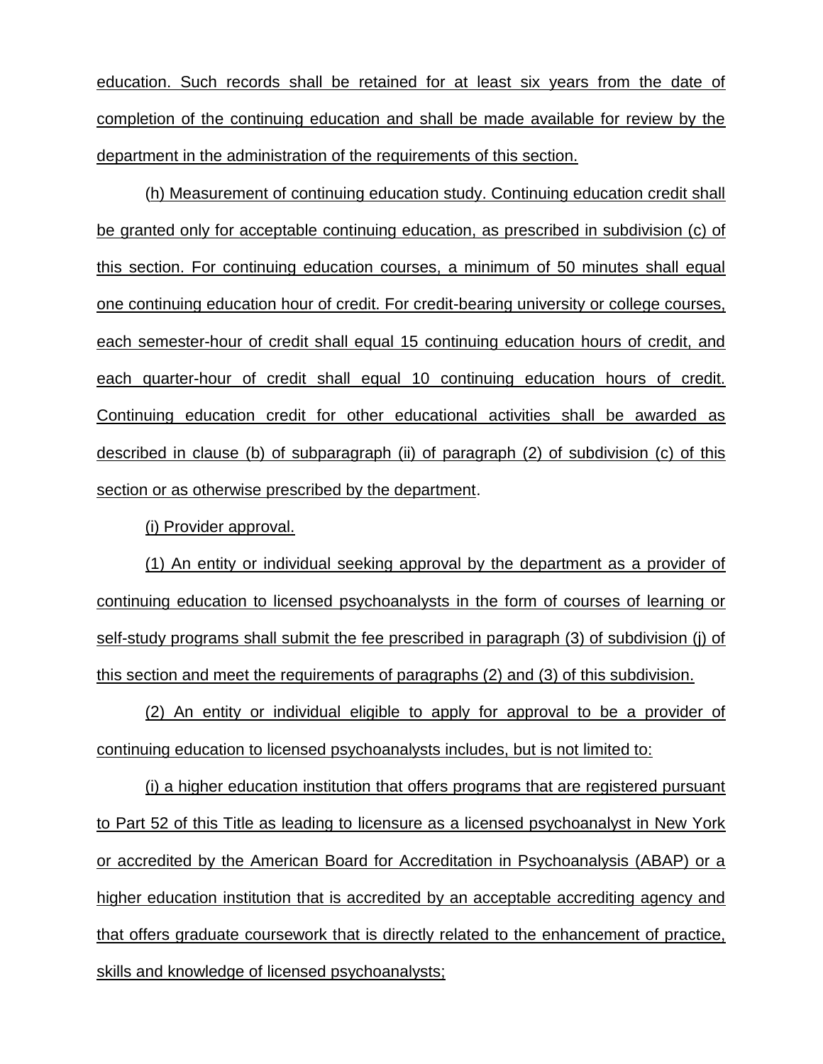education. Such records shall be retained for at least six years from the date of completion of the continuing education and shall be made available for review by the department in the administration of the requirements of this section.

(h) Measurement of continuing education study. Continuing education credit shall be granted only for acceptable continuing education, as prescribed in subdivision (c) of this section. For continuing education courses, a minimum of 50 minutes shall equal one continuing education hour of credit. For credit-bearing university or college courses, each semester-hour of credit shall equal 15 continuing education hours of credit, and each quarter-hour of credit shall equal 10 continuing education hours of credit. Continuing education credit for other educational activities shall be awarded as described in clause (b) of subparagraph (ii) of paragraph (2) of subdivision (c) of this section or as otherwise prescribed by the department.

(i) Provider approval.

(1) An entity or individual seeking approval by the department as a provider of continuing education to licensed psychoanalysts in the form of courses of learning or self-study programs shall submit the fee prescribed in paragraph (3) of subdivision (j) of this section and meet the requirements of paragraphs (2) and (3) of this subdivision.

(2) An entity or individual eligible to apply for approval to be a provider of continuing education to licensed psychoanalysts includes, but is not limited to:

(i) a higher education institution that offers programs that are registered pursuant to Part 52 of this Title as leading to licensure as a licensed psychoanalyst in New York or accredited by the American Board for Accreditation in Psychoanalysis (ABAP) or a higher education institution that is accredited by an acceptable accrediting agency and that offers graduate coursework that is directly related to the enhancement of practice, skills and knowledge of licensed psychoanalysts;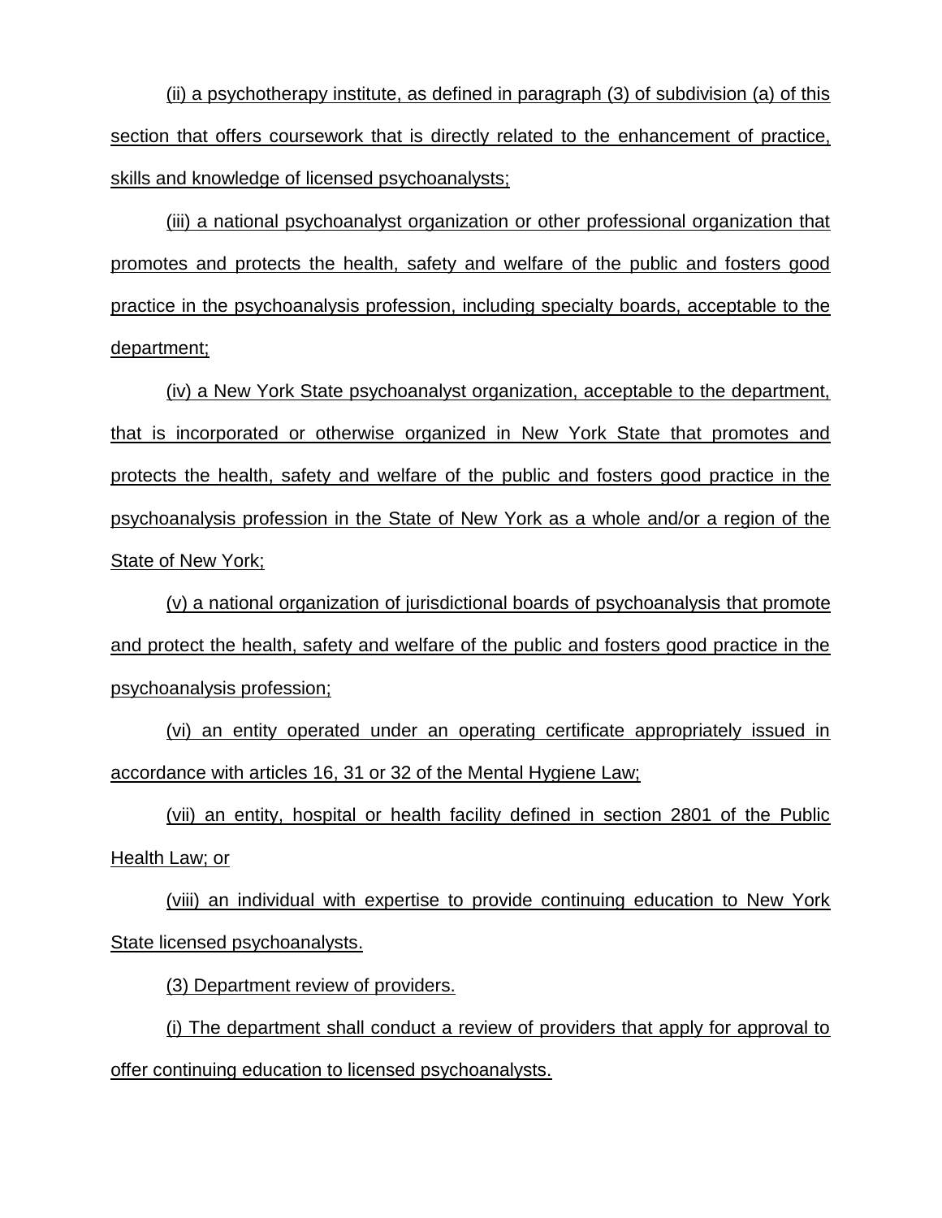(ii) a psychotherapy institute, as defined in paragraph (3) of subdivision (a) of this section that offers coursework that is directly related to the enhancement of practice, skills and knowledge of licensed psychoanalysts;

(iii) a national psychoanalyst organization or other professional organization that promotes and protects the health, safety and welfare of the public and fosters good practice in the psychoanalysis profession, including specialty boards, acceptable to the department;

(iv) a New York State psychoanalyst organization, acceptable to the department, that is incorporated or otherwise organized in New York State that promotes and protects the health, safety and welfare of the public and fosters good practice in the psychoanalysis profession in the State of New York as a whole and/or a region of the State of New York;

(v) a national organization of jurisdictional boards of psychoanalysis that promote and protect the health, safety and welfare of the public and fosters good practice in the psychoanalysis profession;

(vi) an entity operated under an operating certificate appropriately issued in accordance with articles 16, 31 or 32 of the Mental Hygiene Law;

(vii) an entity, hospital or health facility defined in section 2801 of the Public Health Law; or

(viii) an individual with expertise to provide continuing education to New York State licensed psychoanalysts.

(3) Department review of providers.

(i) The department shall conduct a review of providers that apply for approval to offer continuing education to licensed psychoanalysts.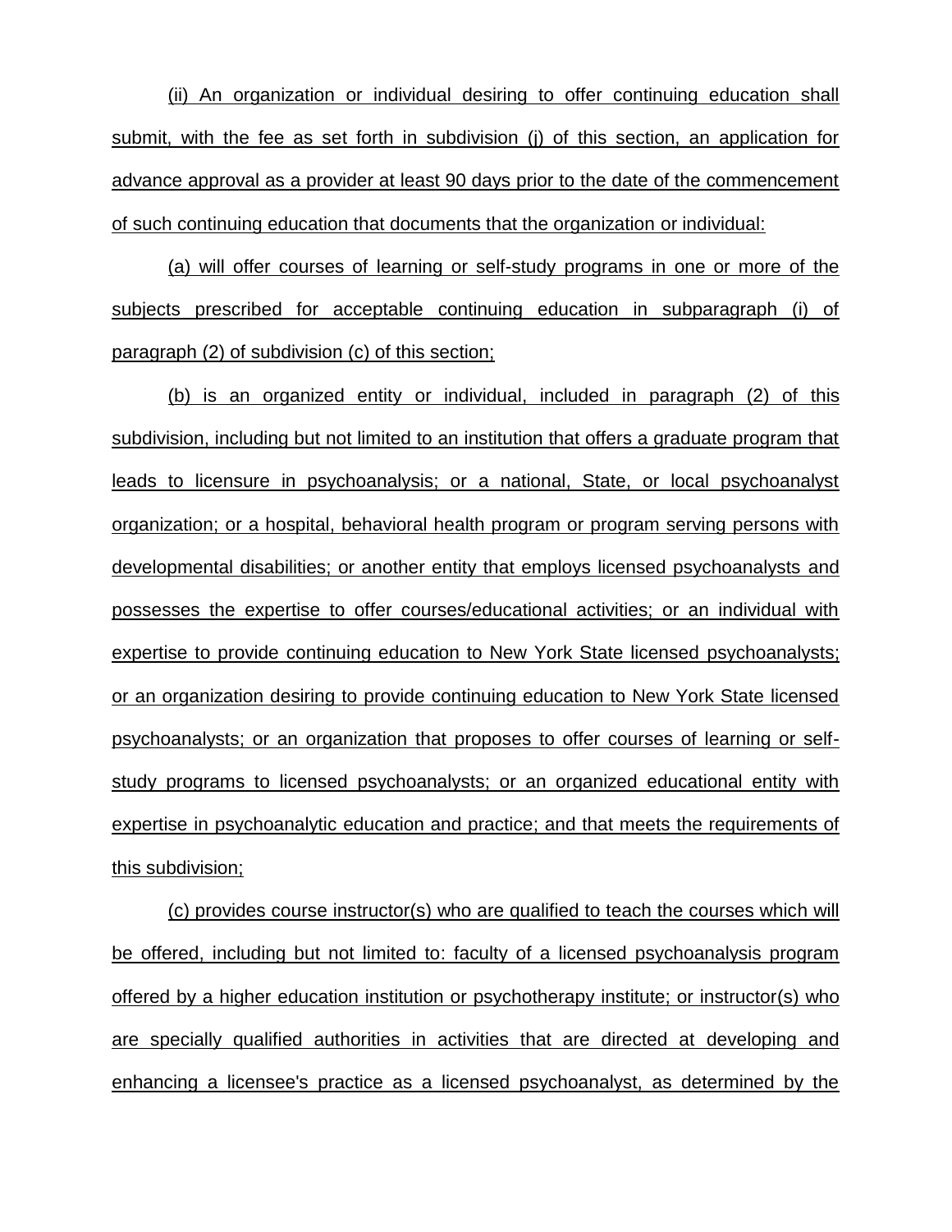(ii) An organization or individual desiring to offer continuing education shall submit, with the fee as set forth in subdivision (j) of this section, an application for advance approval as a provider at least 90 days prior to the date of the commencement of such continuing education that documents that the organization or individual:

(a) will offer courses of learning or self-study programs in one or more of the subjects prescribed for acceptable continuing education in subparagraph (i) of paragraph (2) of subdivision (c) of this section;

(b) is an organized entity or individual, included in paragraph (2) of this subdivision, including but not limited to an institution that offers a graduate program that leads to licensure in psychoanalysis; or a national, State, or local psychoanalyst organization; or a hospital, behavioral health program or program serving persons with developmental disabilities; or another entity that employs licensed psychoanalysts and possesses the expertise to offer courses/educational activities; or an individual with expertise to provide continuing education to New York State licensed psychoanalysts; or an organization desiring to provide continuing education to New York State licensed psychoanalysts; or an organization that proposes to offer courses of learning or self-study programs to licensed psychoanalysts; or an organized educational entity with expertise in psychoanalytic education and practice; and that meets the requirements of this subdivision;

(c) provides course instructor(s) who are qualified to teach the courses which will be offered, including but not limited to: faculty of a licensed psychoanalysis program offered by a higher education institution or psychotherapy institute; or instructor(s) who are specially qualified authorities in activities that are directed at developing and enhancing a licensee's practice as a licensed psychoanalyst, as determined by the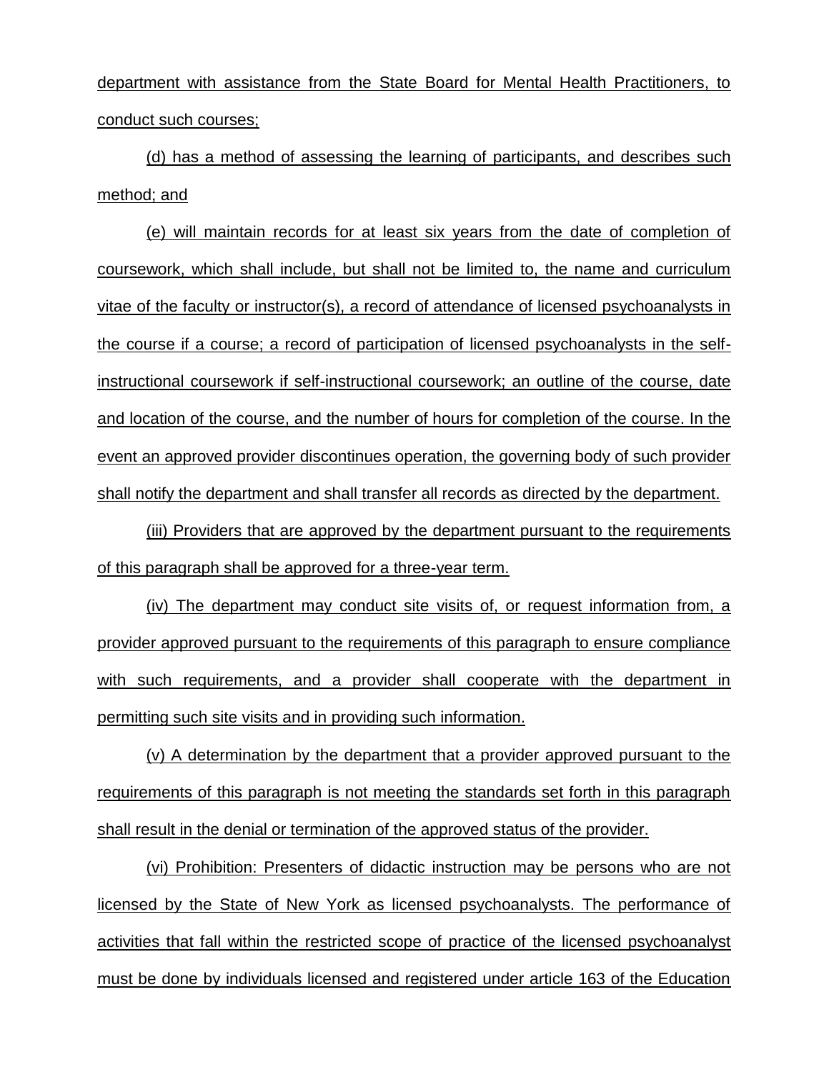department with assistance from the State Board for Mental Health Practitioners, to conduct such courses;

(d) has a method of assessing the learning of participants, and describes such method; and

(e) will maintain records for at least six years from the date of completion of coursework, which shall include, but shall not be limited to, the name and curriculum vitae of the faculty or instructor(s), a record of attendance of licensed psychoanalysts in the course if a course; a record of participation of licensed psychoanalysts in the self-instructional coursework if self-instructional coursework; an outline of the course, date and location of the course, and the number of hours for completion of the course. In the event an approved provider discontinues operation, the governing body of such provider shall notify the department and shall transfer all records as directed by the department.

(iii) Providers that are approved by the department pursuant to the requirements of this paragraph shall be approved for a three-year term.

(iv) The department may conduct site visits of, or request information from, a provider approved pursuant to the requirements of this paragraph to ensure compliance with such requirements, and a provider shall cooperate with the department in permitting such site visits and in providing such information.

(v) A determination by the department that a provider approved pursuant to the requirements of this paragraph is not meeting the standards set forth in this paragraph shall result in the denial or termination of the approved status of the provider.

(vi) Prohibition: Presenters of didactic instruction may be persons who are not licensed by the State of New York as licensed psychoanalysts. The performance of activities that fall within the restricted scope of practice of the licensed psychoanalyst must be done by individuals licensed and registered under article 163 of the Education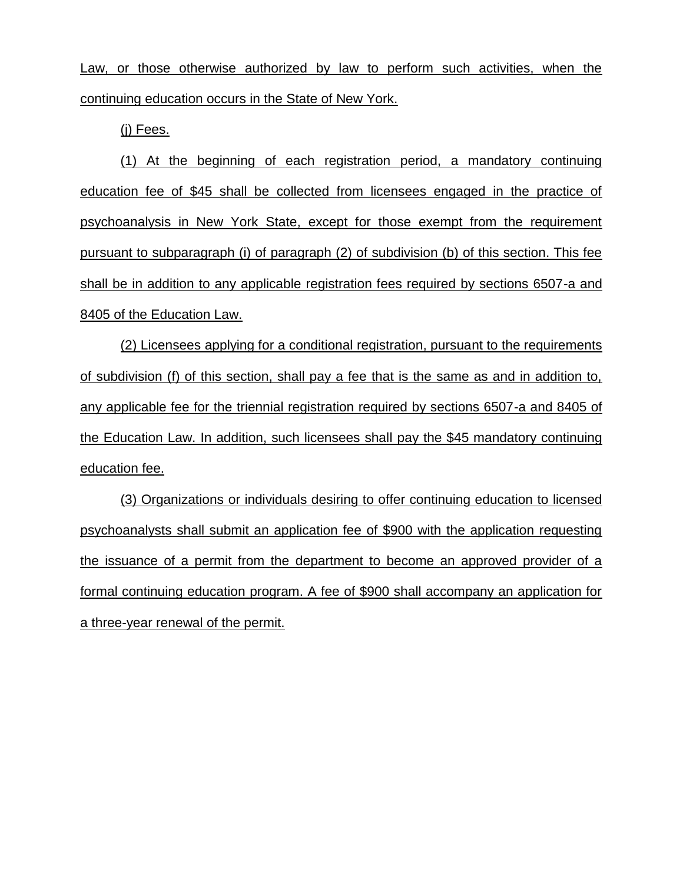Law, or those otherwise authorized by law to perform such activities, when the continuing education occurs in the State of New York.

(j) Fees.

(1) At the beginning of each registration period, a mandatory continuing education fee of $45 shall be collected from licensees engaged in the practice of psychoanalysis in New York State, except for those exempt from the requirement pursuant to subparagraph (i) of paragraph (2) of subdivision (b) of this section. This fee shall be in addition to any applicable registration fees required by sections 6507-a and 8405 of the Education Law.

(2) Licensees applying for a conditional registration, pursuant to the requirements of subdivision (f) of this section, shall pay a fee that is the same as and in addition to, any applicable fee for the triennial registration required by sections 6507-a and 8405 of the Education Law. In addition, such licensees shall pay the $45 mandatory continuing education fee.

(3) Organizations or individuals desiring to offer continuing education to licensed psychoanalysts shall submit an application fee of $900 with the application requesting the issuance of a permit from the department to become an approved provider of a formal continuing education program. A fee of $900 shall accompany an application for a three-year renewal of the permit.